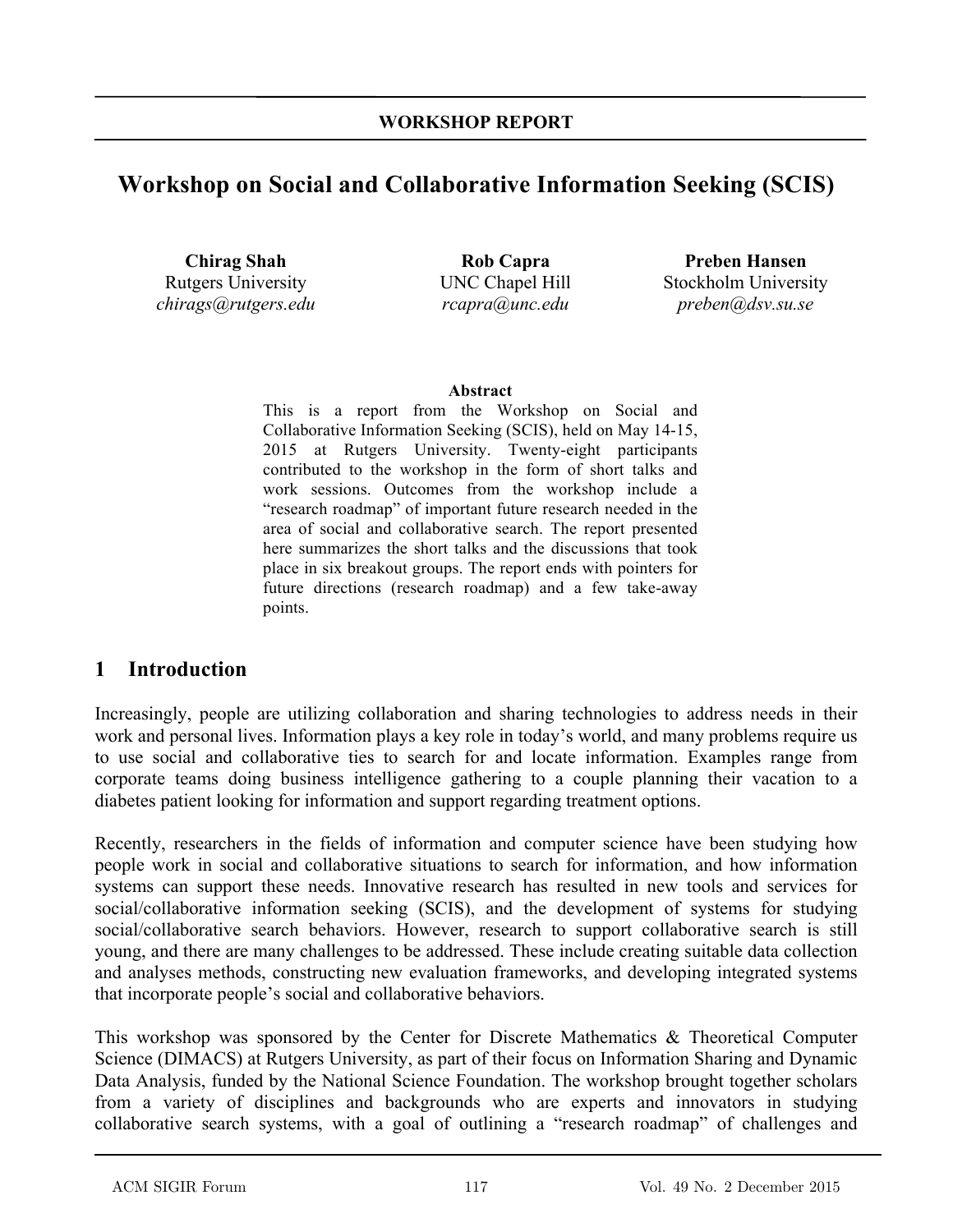**WORKSHOP REPORT**

# Workshop on Social and Collaborative Information Seeking (SCIS)

**Chirag Shah**
Rutgers University
*chirags@rutgers.edu*

**Rob Capra**
UNC Chapel Hill
*rcapra@unc.edu*

**Preben Hansen**
Stockholm University
*preben@dsv.su.se*

**Abstract**

This is a report from the Workshop on Social and Collaborative Information Seeking (SCIS), held on May 14-15, 2015 at Rutgers University. Twenty-eight participants contributed to the workshop in the form of short talks and work sessions. Outcomes from the workshop include a "research roadmap" of important future research needed in the area of social and collaborative search. The report presented here summarizes the short talks and the discussions that took place in six breakout groups. The report ends with pointers for future directions (research roadmap) and a few take-away points.

## 1 Introduction

Increasingly, people are utilizing collaboration and sharing technologies to address needs in their work and personal lives. Information plays a key role in today's world, and many problems require us to use social and collaborative ties to search for and locate information. Examples range from corporate teams doing business intelligence gathering to a couple planning their vacation to a diabetes patient looking for information and support regarding treatment options.

Recently, researchers in the fields of information and computer science have been studying how people work in social and collaborative situations to search for information, and how information systems can support these needs. Innovative research has resulted in new tools and services for social/collaborative information seeking (SCIS), and the development of systems for studying social/collaborative search behaviors. However, research to support collaborative search is still young, and there are many challenges to be addressed. These include creating suitable data collection and analyses methods, constructing new evaluation frameworks, and developing integrated systems that incorporate people's social and collaborative behaviors.

This workshop was sponsored by the Center for Discrete Mathematics & Theoretical Computer Science (DIMACS) at Rutgers University, as part of their focus on Information Sharing and Dynamic Data Analysis, funded by the National Science Foundation. The workshop brought together scholars from a variety of disciplines and backgrounds who are experts and innovators in studying collaborative search systems, with a goal of outlining a "research roadmap" of challenges and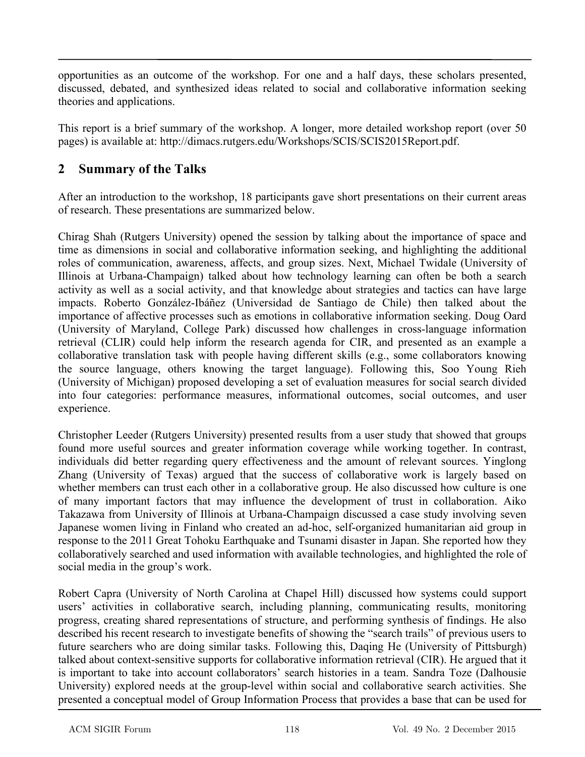opportunities as an outcome of the workshop. For one and a half days, these scholars presented, discussed, debated, and synthesized ideas related to social and collaborative information seeking theories and applications.

This report is a brief summary of the workshop. A longer, more detailed workshop report (over 50 pages) is available at: http://dimacs.rutgers.edu/Workshops/SCIS/SCIS2015Report.pdf.

## 2 Summary of the Talks

After an introduction to the workshop, 18 participants gave short presentations on their current areas of research. These presentations are summarized below.

Chirag Shah (Rutgers University) opened the session by talking about the importance of space and time as dimensions in social and collaborative information seeking, and highlighting the additional roles of communication, awareness, affects, and group sizes. Next, Michael Twidale (University of Illinois at Urbana-Champaign) talked about how technology learning can often be both a search activity as well as a social activity, and that knowledge about strategies and tactics can have large impacts. Roberto González-Ibáñez (Universidad de Santiago de Chile) then talked about the importance of affective processes such as emotions in collaborative information seeking. Doug Oard (University of Maryland, College Park) discussed how challenges in cross-language information retrieval (CLIR) could help inform the research agenda for CIR, and presented as an example a collaborative translation task with people having different skills (e.g., some collaborators knowing the source language, others knowing the target language). Following this, Soo Young Rieh (University of Michigan) proposed developing a set of evaluation measures for social search divided into four categories: performance measures, informational outcomes, social outcomes, and user experience.

Christopher Leeder (Rutgers University) presented results from a user study that showed that groups found more useful sources and greater information coverage while working together. In contrast, individuals did better regarding query effectiveness and the amount of relevant sources. Yinglong Zhang (University of Texas) argued that the success of collaborative work is largely based on whether members can trust each other in a collaborative group. He also discussed how culture is one of many important factors that may influence the development of trust in collaboration. Aiko Takazawa from University of Illinois at Urbana-Champaign discussed a case study involving seven Japanese women living in Finland who created an ad-hoc, self-organized humanitarian aid group in response to the 2011 Great Tohoku Earthquake and Tsunami disaster in Japan. She reported how they collaboratively searched and used information with available technologies, and highlighted the role of social media in the group's work.

Robert Capra (University of North Carolina at Chapel Hill) discussed how systems could support users' activities in collaborative search, including planning, communicating results, monitoring progress, creating shared representations of structure, and performing synthesis of findings. He also described his recent research to investigate benefits of showing the "search trails" of previous users to future searchers who are doing similar tasks. Following this, Daqing He (University of Pittsburgh) talked about context-sensitive supports for collaborative information retrieval (CIR). He argued that it is important to take into account collaborators' search histories in a team. Sandra Toze (Dalhousie University) explored needs at the group-level within social and collaborative search activities. She presented a conceptual model of Group Information Process that provides a base that can be used for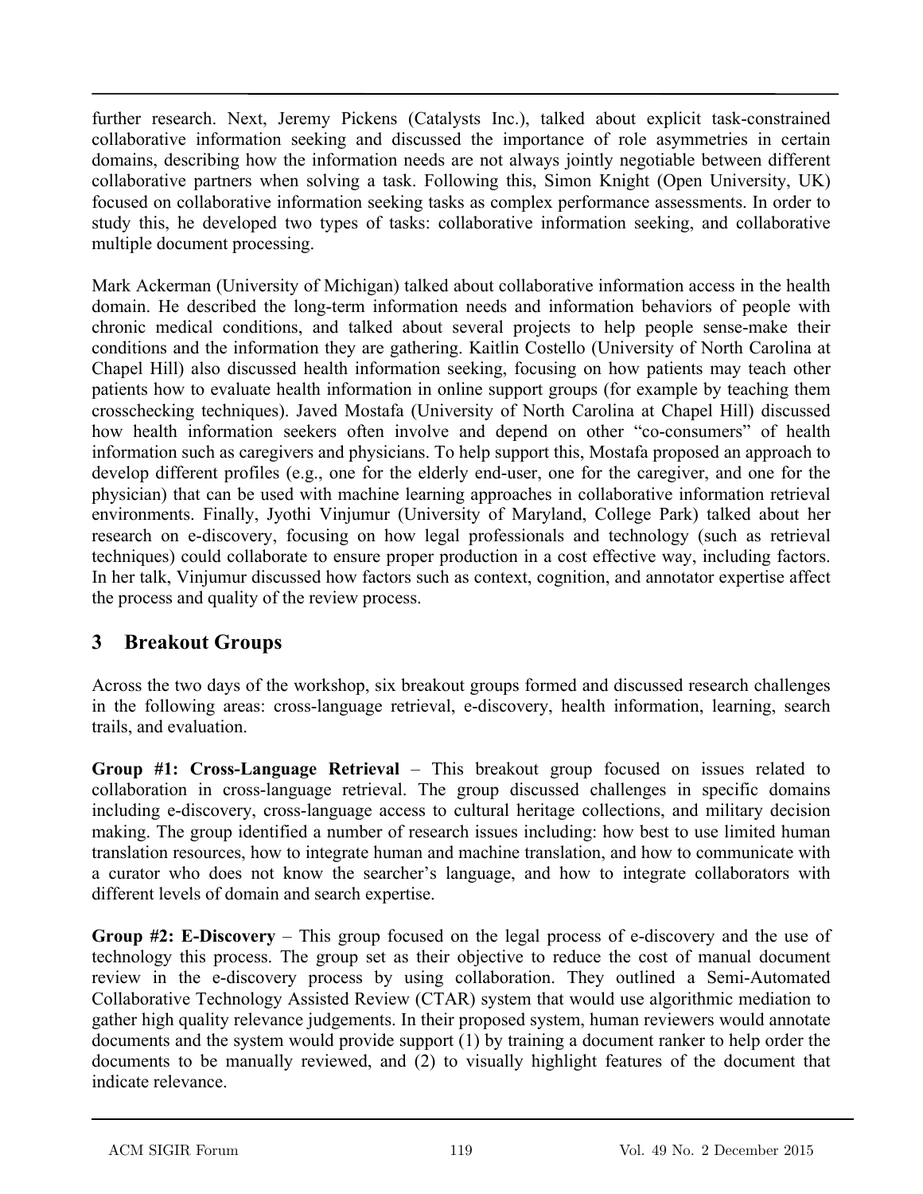further research. Next, Jeremy Pickens (Catalysts Inc.), talked about explicit task-constrained collaborative information seeking and discussed the importance of role asymmetries in certain domains, describing how the information needs are not always jointly negotiable between different collaborative partners when solving a task. Following this, Simon Knight (Open University, UK) focused on collaborative information seeking tasks as complex performance assessments. In order to study this, he developed two types of tasks: collaborative information seeking, and collaborative multiple document processing.

Mark Ackerman (University of Michigan) talked about collaborative information access in the health domain. He described the long-term information needs and information behaviors of people with chronic medical conditions, and talked about several projects to help people sense-make their conditions and the information they are gathering. Kaitlin Costello (University of North Carolina at Chapel Hill) also discussed health information seeking, focusing on how patients may teach other patients how to evaluate health information in online support groups (for example by teaching them crosschecking techniques). Javed Mostafa (University of North Carolina at Chapel Hill) discussed how health information seekers often involve and depend on other "co-consumers" of health information such as caregivers and physicians. To help support this, Mostafa proposed an approach to develop different profiles (e.g., one for the elderly end-user, one for the caregiver, and one for the physician) that can be used with machine learning approaches in collaborative information retrieval environments. Finally, Jyothi Vinjumur (University of Maryland, College Park) talked about her research on e-discovery, focusing on how legal professionals and technology (such as retrieval techniques) could collaborate to ensure proper production in a cost effective way, including factors. In her talk, Vinjumur discussed how factors such as context, cognition, and annotator expertise affect the process and quality of the review process.

## 3 Breakout Groups

Across the two days of the workshop, six breakout groups formed and discussed research challenges in the following areas: cross-language retrieval, e-discovery, health information, learning, search trails, and evaluation.

**Group #1: Cross-Language Retrieval** – This breakout group focused on issues related to collaboration in cross-language retrieval. The group discussed challenges in specific domains including e-discovery, cross-language access to cultural heritage collections, and military decision making. The group identified a number of research issues including: how best to use limited human translation resources, how to integrate human and machine translation, and how to communicate with a curator who does not know the searcher's language, and how to integrate collaborators with different levels of domain and search expertise.

**Group #2: E-Discovery** – This group focused on the legal process of e-discovery and the use of technology this process. The group set as their objective to reduce the cost of manual document review in the e-discovery process by using collaboration. They outlined a Semi-Automated Collaborative Technology Assisted Review (CTAR) system that would use algorithmic mediation to gather high quality relevance judgements. In their proposed system, human reviewers would annotate documents and the system would provide support (1) by training a document ranker to help order the documents to be manually reviewed, and (2) to visually highlight features of the document that indicate relevance.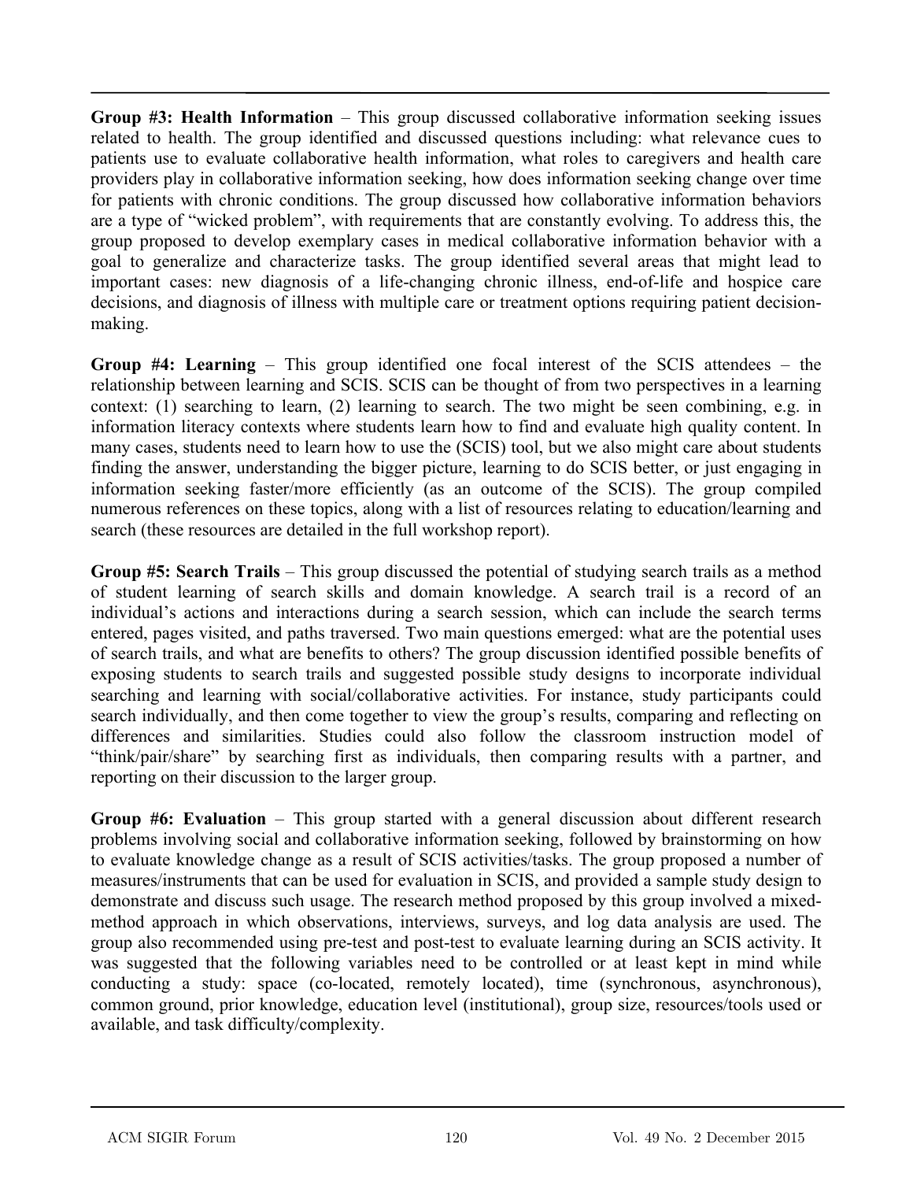**Group #3: Health Information** – This group discussed collaborative information seeking issues related to health. The group identified and discussed questions including: what relevance cues to patients use to evaluate collaborative health information, what roles to caregivers and health care providers play in collaborative information seeking, how does information seeking change over time for patients with chronic conditions. The group discussed how collaborative information behaviors are a type of "wicked problem", with requirements that are constantly evolving. To address this, the group proposed to develop exemplary cases in medical collaborative information behavior with a goal to generalize and characterize tasks. The group identified several areas that might lead to important cases: new diagnosis of a life-changing chronic illness, end-of-life and hospice care decisions, and diagnosis of illness with multiple care or treatment options requiring patient decision-making.

**Group #4: Learning** – This group identified one focal interest of the SCIS attendees – the relationship between learning and SCIS. SCIS can be thought of from two perspectives in a learning context: (1) searching to learn, (2) learning to search. The two might be seen combining, e.g. in information literacy contexts where students learn how to find and evaluate high quality content. In many cases, students need to learn how to use the (SCIS) tool, but we also might care about students finding the answer, understanding the bigger picture, learning to do SCIS better, or just engaging in information seeking faster/more efficiently (as an outcome of the SCIS). The group compiled numerous references on these topics, along with a list of resources relating to education/learning and search (these resources are detailed in the full workshop report).

**Group #5: Search Trails** – This group discussed the potential of studying search trails as a method of student learning of search skills and domain knowledge. A search trail is a record of an individual's actions and interactions during a search session, which can include the search terms entered, pages visited, and paths traversed. Two main questions emerged: what are the potential uses of search trails, and what are benefits to others? The group discussion identified possible benefits of exposing students to search trails and suggested possible study designs to incorporate individual searching and learning with social/collaborative activities. For instance, study participants could search individually, and then come together to view the group's results, comparing and reflecting on differences and similarities. Studies could also follow the classroom instruction model of "think/pair/share" by searching first as individuals, then comparing results with a partner, and reporting on their discussion to the larger group.

**Group #6: Evaluation** – This group started with a general discussion about different research problems involving social and collaborative information seeking, followed by brainstorming on how to evaluate knowledge change as a result of SCIS activities/tasks. The group proposed a number of measures/instruments that can be used for evaluation in SCIS, and provided a sample study design to demonstrate and discuss such usage. The research method proposed by this group involved a mixed-method approach in which observations, interviews, surveys, and log data analysis are used. The group also recommended using pre-test and post-test to evaluate learning during an SCIS activity. It was suggested that the following variables need to be controlled or at least kept in mind while conducting a study: space (co-located, remotely located), time (synchronous, asynchronous), common ground, prior knowledge, education level (institutional), group size, resources/tools used or available, and task difficulty/complexity.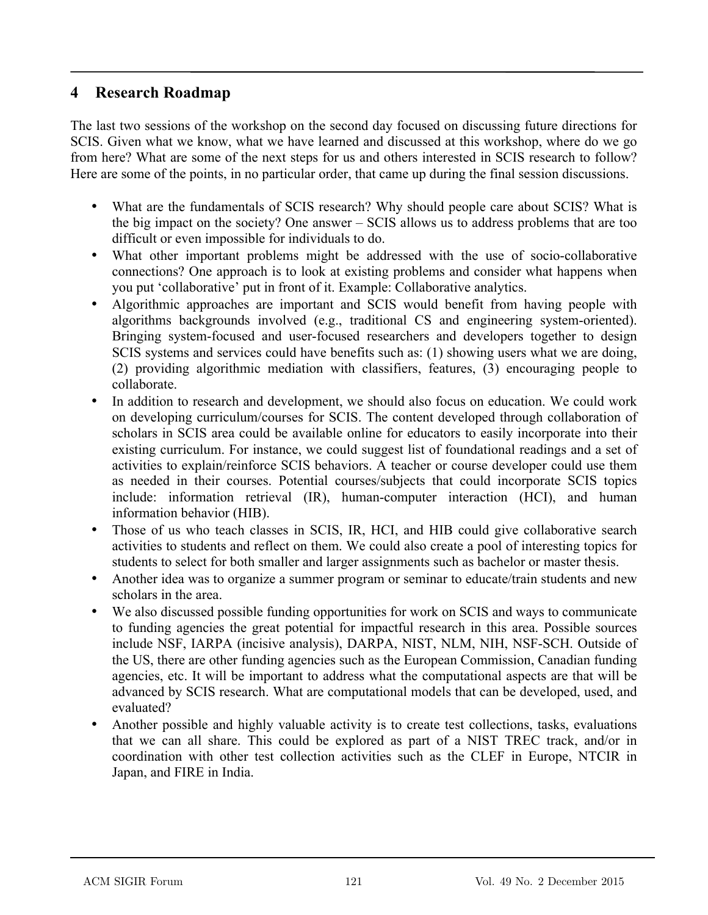## 4 Research Roadmap

The last two sessions of the workshop on the second day focused on discussing future directions for SCIS. Given what we know, what we have learned and discussed at this workshop, where do we go from here? What are some of the next steps for us and others interested in SCIS research to follow? Here are some of the points, in no particular order, that came up during the final session discussions.

- What are the fundamentals of SCIS research? Why should people care about SCIS? What is the big impact on the society? One answer – SCIS allows us to address problems that are too difficult or even impossible for individuals to do.
- What other important problems might be addressed with the use of socio-collaborative connections? One approach is to look at existing problems and consider what happens when you put 'collaborative' put in front of it. Example: Collaborative analytics.
- Algorithmic approaches are important and SCIS would benefit from having people with algorithms backgrounds involved (e.g., traditional CS and engineering system-oriented). Bringing system-focused and user-focused researchers and developers together to design SCIS systems and services could have benefits such as: (1) showing users what we are doing, (2) providing algorithmic mediation with classifiers, features, (3) encouraging people to collaborate.
- In addition to research and development, we should also focus on education. We could work on developing curriculum/courses for SCIS. The content developed through collaboration of scholars in SCIS area could be available online for educators to easily incorporate into their existing curriculum. For instance, we could suggest list of foundational readings and a set of activities to explain/reinforce SCIS behaviors. A teacher or course developer could use them as needed in their courses. Potential courses/subjects that could incorporate SCIS topics include: information retrieval (IR), human-computer interaction (HCI), and human information behavior (HIB).
- Those of us who teach classes in SCIS, IR, HCI, and HIB could give collaborative search activities to students and reflect on them. We could also create a pool of interesting topics for students to select for both smaller and larger assignments such as bachelor or master thesis.
- Another idea was to organize a summer program or seminar to educate/train students and new scholars in the area.
- We also discussed possible funding opportunities for work on SCIS and ways to communicate to funding agencies the great potential for impactful research in this area. Possible sources include NSF, IARPA (incisive analysis), DARPA, NIST, NLM, NIH, NSF-SCH. Outside of the US, there are other funding agencies such as the European Commission, Canadian funding agencies, etc. It will be important to address what the computational aspects are that will be advanced by SCIS research. What are computational models that can be developed, used, and evaluated?
- Another possible and highly valuable activity is to create test collections, tasks, evaluations that we can all share. This could be explored as part of a NIST TREC track, and/or in coordination with other test collection activities such as the CLEF in Europe, NTCIR in Japan, and FIRE in India.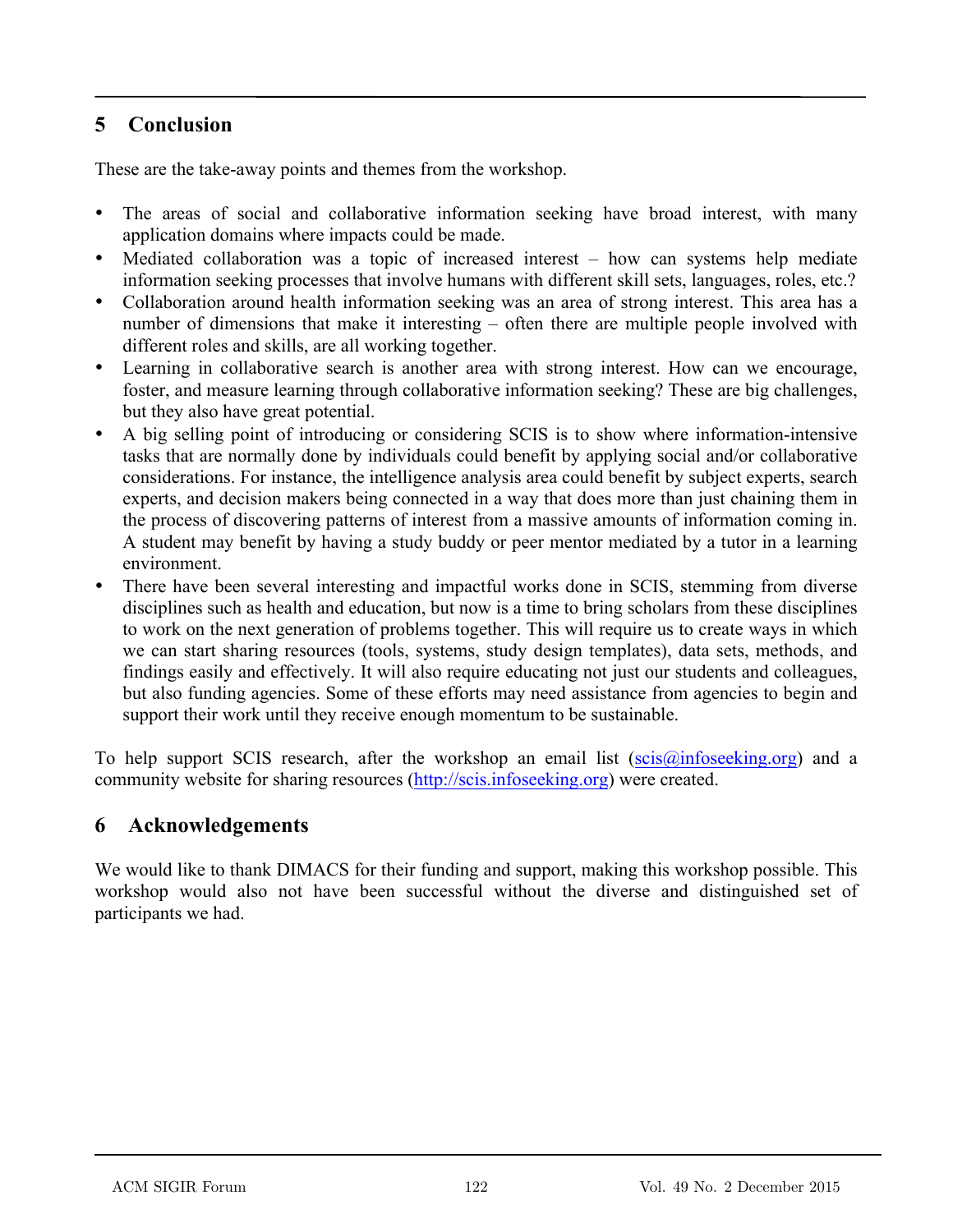## 5 Conclusion

These are the take-away points and themes from the workshop.

- The areas of social and collaborative information seeking have broad interest, with many application domains where impacts could be made.
- Mediated collaboration was a topic of increased interest – how can systems help mediate information seeking processes that involve humans with different skill sets, languages, roles, etc.?
- Collaboration around health information seeking was an area of strong interest. This area has a number of dimensions that make it interesting – often there are multiple people involved with different roles and skills, are all working together.
- Learning in collaborative search is another area with strong interest. How can we encourage, foster, and measure learning through collaborative information seeking? These are big challenges, but they also have great potential.
- A big selling point of introducing or considering SCIS is to show where information-intensive tasks that are normally done by individuals could benefit by applying social and/or collaborative considerations. For instance, the intelligence analysis area could benefit by subject experts, search experts, and decision makers being connected in a way that does more than just chaining them in the process of discovering patterns of interest from a massive amounts of information coming in. A student may benefit by having a study buddy or peer mentor mediated by a tutor in a learning environment.
- There have been several interesting and impactful works done in SCIS, stemming from diverse disciplines such as health and education, but now is a time to bring scholars from these disciplines to work on the next generation of problems together. This will require us to create ways in which we can start sharing resources (tools, systems, study design templates), data sets, methods, and findings easily and effectively. It will also require educating not just our students and colleagues, but also funding agencies. Some of these efforts may need assistance from agencies to begin and support their work until they receive enough momentum to be sustainable.

To help support SCIS research, after the workshop an email list (scis@infoseeking.org) and a community website for sharing resources (http://scis.infoseeking.org) were created.

## 6 Acknowledgements

We would like to thank DIMACS for their funding and support, making this workshop possible. This workshop would also not have been successful without the diverse and distinguished set of participants we had.